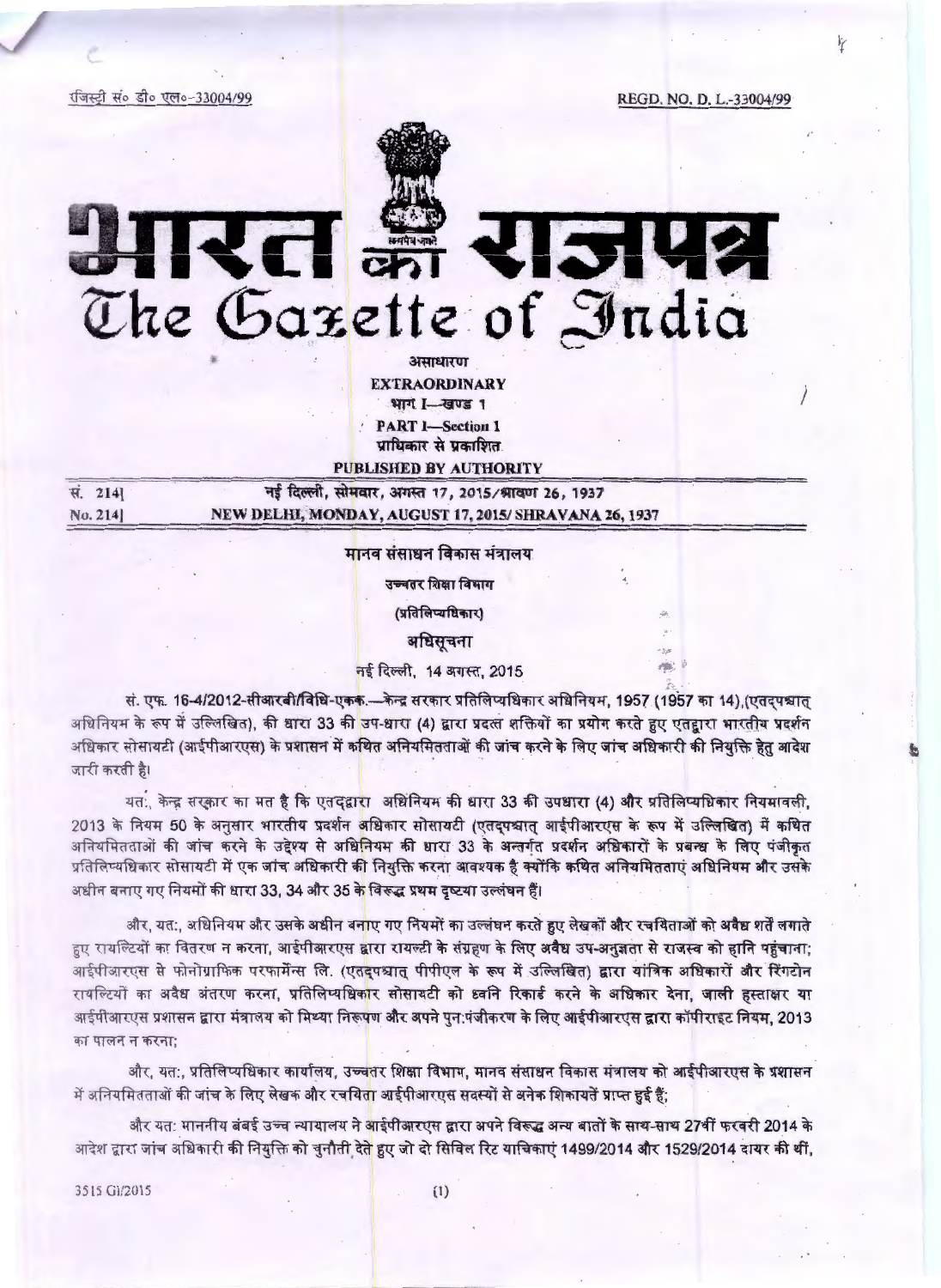रजिस्ट्री सं० डी० एल०-33004/99 REGD. NO. D. L.-33004/99

# भारत का राजपत्र
# The Gazette of India

असाधारण
**EXTRAORDINARY**
भाग I—खण्ड 1
**PART I—Section 1**
प्राधिकार से प्रकाशित
**PUBLISHED BY AUTHORITY**

| सं. 214] | नई दिल्ली, सोमवार, अगस्त 17, 2015/श्रावण 26, 1937 |
|---|---|
| No. 214] | NEW DELHI, MONDAY, AUGUST 17, 2015/ SHRAVANA 26, 1937 |

## मानव संसाधन विकास मंत्रालय

### उच्चतर शिक्षा विभाग

### (प्रतिलिप्यधिकार)

### अधिसूचना

नई दिल्ली, 14 अगस्त, 2015

सं. एफ. 16-4/2012-सीआरबी/विधि-एकक.—केन्द्र सरकार प्रतिलिप्यधिकार अधिनियम, 1957 (1957 का 14),(एतद्पश्चात् अधिनियम के रूप में उल्लिखित), की धारा 33 की उप-धारा (4) द्वारा प्रदत्त शक्तियों का प्रयोग करते हुए एतद्वारा भारतीय प्रदर्शन अधिकार सोसायटी (आईपीआरएस) के प्रशासन में कथित अनियमितताओं की जांच करने के लिए जांच अधिकारी की नियुक्ति हेतु आदेश जारी करती है।

यत:, केन्द्र सरकार का मत है कि एतद्द्वारा अधिनियम की धारा 33 की उपधारा (4) और प्रतिलिप्यधिकार नियमावली, 2013 के नियम 50 के अनुसार भारतीय प्रदर्शन अधिकार सोसायटी (एतद्पश्चात् आईपीआरएस के रूप में उल्लिखित) में कथित अनियमितताओं की जांच करने के उद्देश्य से अधिनियम की धारा 33 के अन्तर्गत प्रदर्शन अधिकारों के प्रबन्ध के लिए पंजीकृत प्रतिलिप्यधिकार सोसायटी में एक जांच अधिकारी की नियुक्ति करना आवश्यक है क्योंकि कथित अनियमितताएं अधिनियम और उसके अधीन बनाए गए नियमों की धारा 33, 34 और 35 के विरुद्ध प्रथम दृष्टया उल्लंघन हैं।

और, यत:, अधिनियम और उसके अधीन बनाए गए नियमों का उल्लंघन करते हुए लेखकों और रचयिताओं को अवैध शर्तें लगाते हुए रायल्टियों का वितरण न करना, आईपीआरएस द्वारा रायल्टी के संग्रहण के लिए अवैध उप-अनुज्ञता से राजस्व को हानि पहुंचाना; आईपीआरएस से फोनोग्राफिक परफार्मेंस लि. (एतद्पश्चात् पीपीएल के रूप में उल्लिखित) द्वारा यांत्रिक अधिकारों और रिंगटोन रायल्टियों का अवैध अंतरण करना, प्रतिलिप्यधिकार सोसायटी को ध्वनि रिकार्ड करने के अधिकार देना, जाली हस्ताक्षर या आईपीआरएस प्रशासन द्वारा मंत्रालय को मिथ्या निरूपण और अपने पुन:पंजीकरण के लिए आईपीआरएस द्वारा कॉपीराइट नियम, 2013 का पालन न करना;

और, यत:, प्रतिलिप्यधिकार कार्यालय, उच्चतर शिक्षा विभाग, मानव संसाधन विकास मंत्रालय को आईपीआरएस के प्रशासन में अनियमितताओं की जांच के लिए लेखक और रचयिता आईपीआरएस सदस्यों से अनेक शिकायतें प्राप्त हुई हैं;

और यत: माननीय बंबई उच्च न्यायालय ने आईपीआरएस द्वारा अपने विरुद्ध अन्य बातों के साथ-साथ 27वीं फरवरी 2014 के आदेश द्वारा जांच अधिकारी की नियुक्ति को चुनौती देते हुए जो दो सिविल रिट याचिकाएं 1499/2014 और 1529/2014 दायर की थीं,

3515 GI/2015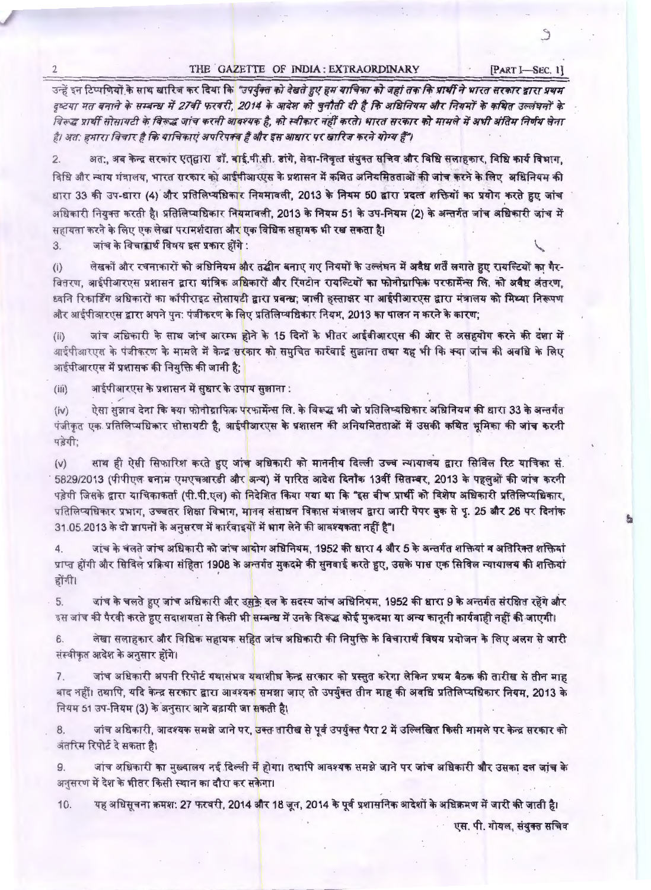उन्हें इन टिप्पणियों के साथ खारिज कर दिया कि *"उपर्युक्त को देखते हुए हम याचिका को जहां तक कि प्रार्थी ने भारत सरकार द्वारा प्रथम दृष्टया मत बनाने के सम्बन्ध में 27वीं फरवरी, 2014 के आदेश को चुनौती दी है कि अधिनियम और नियमों के कथित उल्लंघनों के विरुद्ध प्रार्थी सोसायटी के विरुद्ध जांच करनी आवश्यक है, को स्वीकार नहीं करते। भारत सरकार को मामले में अभी अंतिम निर्णय लेना है। अत: हमारा विचार है कि याचिकाएं अपरिपक्व हैं और इस आधार पर खारिज करने योग्य हैं"।*

2. अतः, अब केन्द्र सरकार एतद्द्वारा डॉ. वाई.पी.सी. डांगे, सेवा-निवृत्त संयुक्त सचिव और विधि सलाहकार, विधि कार्य विभाग, विधि और न्याय मंत्रालय, भारत सरकार को आईपीआरएस के प्रशासन में कथित अनियमितताओं की जांच करने के लिए अधिनियम की धारा 33 की उप-धारा (4) और प्रतिलिप्यधिकार नियमावली, 2013 के नियम 50 द्वारा प्रदत्त शक्तियों का प्रयोग करते हुए जांच अधिकारी नियुक्त करती है। प्रतिलिप्यधिकार नियमावली, 2013 के नियम 51 के उप-नियम (2) के अन्तर्गत जांच अधिकारी जांच में सहायता करने के लिए एक लेखा परामर्शदाता और एक विधिक सहायक भी रख सकता है।

3. जांच के विचारार्थ विषय इस प्रकार होंगे :

(i) लेखकों और रचनाकारों को अधिनियम और तद्धीन बनाए गए नियमों के उल्लंघन में अवैध शर्तें लगाते हुए रायल्टियों का गैर-वितरण, आईपीआरएस प्रशासन द्वारा यांत्रिक अधिकारों और रिंगटोन रायल्टियों का फोनोग्राफिक परफार्मेन्स लि. को अवैध अंतरण, ध्वनि रिकार्डिंग अधिकारों का कॉपीराइट सोसायटी द्वारा प्रबन्ध; जाली हस्ताक्षर या आईपीआरएस द्वारा मंत्रालय को मिथ्या निरूपण और आईपीआरएस द्वारा अपने पुन: पंजीकरण के लिए प्रतिलिप्यधिकार नियम, 2013 का पालन न करने के कारण;

(ii) जांच अधिकारी के साथ जांच आरम्भ होने के 15 दिनों के भीतर आईपीआरएस की ओर से असहयोग करने की दशा में आईपीआरएस के पंजीकरण के मामले में केन्द्र सरकार को समुचित कार्रवाई सुझाना तथा यह भी कि क्या जांच की अवधि के लिए आईपीआरएस में प्रशासक की नियुक्ति की जानी है;

(iii) आईपीआरएस के प्रशासन में सुधार के उपाय सुझाना :

(iv) ऐसा सुझाव देना कि क्या फोनोग्राफिक परफार्मेन्स लि. के विरुद्ध भी जो प्रतिलिप्यधिकार अधिनियम की धारा 33 के अन्तर्गत पंजीकृत एक प्रतिलिप्यधिकार सोसायटी है, आईपीआरएस के प्रशासन की अनियमितताओं में उसकी कथित भूमिका की जांच करनी पड़ेगी;

(v) साथ ही ऐसी सिफारिश करते हुए जांच अधिकारी को माननीय दिल्ली उच्च न्यायालय द्वारा सिविल रिट याचिका सं. 5829/2013 (पीपीएल बनाम एमएचआरडी और अन्य) में पारित आदेश दिनांक 13वीं सितम्बर, 2013 के पहलुओं की जांच करनी पड़ेगी जिसके द्वारा याचिकाकर्ता (पी.पी.एल) को निदेशित किया गया था कि "इस बीच प्रार्थी को विशेष अधिकारी प्रतिलिप्यधिकार, प्रतिलिप्यधिकार प्रभाग, उच्चतर शिक्षा विभाग, मानव संसाधन विकास मंत्रालय द्वारा जारी पेपर बुक से पृ. 25 और 26 पर दिनांक 31.05.2013 के दो ज्ञापनों के अनुसरण में कार्रवाइयों में भाग लेने की आवश्यकता नहीं है"।

4. जांच के चलते जांच अधिकारी को जांच आयोग अधिनियम, 1952 की धारा 4 और 5 के अन्तर्गत शक्तियां व अतिरिक्त शक्तियां प्राप्त होंगी और सिविल प्रक्रिया संहिता 1908 के अन्तर्गत मुकदमे की सुनवाई करते हुए, उसके पास एक सिविल न्यायालय की शक्तियां होंगी।

5. जांच के चलते हुए जांच अधिकारी और उसके दल के सदस्य जांच अधिनियम, 1952 की धारा 9 के अन्तर्गत संरक्षित रहेंगे और इस जांच की पैरवी करते हुए सदाशयता से किसी भी सम्बन्ध में उनके विरुद्ध कोई मुकदमा या अन्य कानूनी कार्यवाही नहीं की जाएगी।

6. लेखा सलाहकार और विधिक सहायक सहित जांच अधिकारी की नियुक्ति के विचारार्थ विषय प्रयोजन के लिए अलग से जारी संस्वीकृत आदेश के अनुसार होंगे।

7. जांच अधिकारी अपनी रिपोर्ट यथासंभव यथाशीघ्र केन्द्र सरकार को प्रस्तुत करेगा लेकिन प्रथम बैठक की तारीख से तीन माह बाद नहीं। तथापि, यदि केन्द्र सरकार द्वारा आवश्यक समझा जाए तो उपर्युक्त तीन माह की अवधि प्रतिलिप्यधिकार नियम, 2013 के नियम 51 उप-नियम (3) के अनुसार आगे बढ़ायी जा सकती है।

8. जांच अधिकारी, आवश्यक समझे जाने पर, उक्त तारीख से पूर्व उपर्युक्त पैरा 2 में उल्लिखित किसी मामले पर केन्द्र सरकार को अंतरिम रिपोर्ट दे सकता है।

9. जांच अधिकारी का मुख्यालय नई दिल्ली में होगा। तथापि आवश्यक समझे जाने पर जांच अधिकारी और उसका दल जांच के अनुसरण में देश के भीतर किसी स्थान का दौरा कर सकेगा।

10. यह अधिसूचना क्रमश: 27 फरवरी, 2014 और 18 जून, 2014 के पूर्व प्रशासनिक आदेशों के अधिक्रमण में जारी की जाती है।

एस. पी. गोयल, संयुक्त सचिव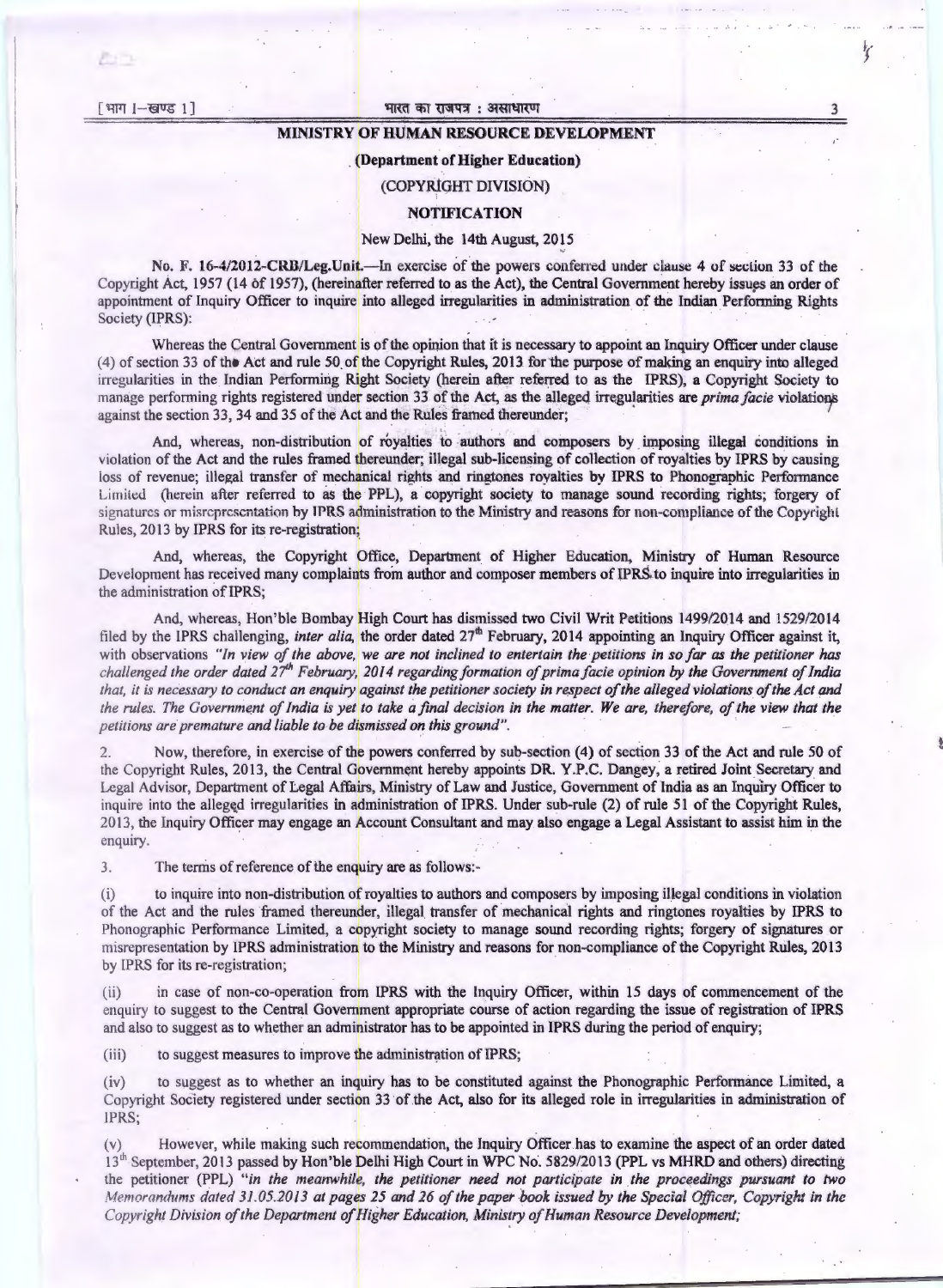## MINISTRY OF HUMAN RESOURCE DEVELOPMENT

### (Department of Higher Education)

### (COPYRIGHT DIVISION)

### NOTIFICATION

New Delhi, the 14th August, 2015

No. F. 16-4/2012-CRB/Leg.Unit.—In exercise of the powers conferred under clause 4 of section 33 of the Copyright Act, 1957 (14 of 1957), (hereinafter referred to as the Act), the Central Government hereby issues an order of appointment of Inquiry Officer to inquire into alleged irregularities in administration of the Indian Performing Rights Society (IPRS):

Whereas the Central Government is of the opinion that it is necessary to appoint an Inquiry Officer under clause (4) of section 33 of the Act and rule 50 of the Copyright Rules, 2013 for the purpose of making an enquiry into alleged irregularities in the Indian Performing Right Society (herein after referred to as the IPRS), a Copyright Society to manage performing rights registered under section 33 of the Act, as the alleged irregularities are *prima facie* violations against the section 33, 34 and 35 of the Act and the Rules framed thereunder;

And, whereas, non-distribution of royalties to authors and composers by imposing illegal conditions in violation of the Act and the rules framed thereunder; illegal sub-licensing of collection of royalties by IPRS by causing loss of revenue; illegal transfer of mechanical rights and ringtones royalties by IPRS to Phonographic Performance Limited (herein after referred to as the PPL), a copyright society to manage sound recording rights; forgery of signatures or misrepresentation by IPRS administration to the Ministry and reasons for non-compliance of the Copyright Rules, 2013 by IPRS for its re-registration;

And, whereas, the Copyright Office, Department of Higher Education, Ministry of Human Resource Development has received many complaints from author and composer members of IPRS to inquire into irregularities in the administration of IPRS;

And, whereas, Hon'ble Bombay High Court has dismissed two Civil Writ Petitions 1499/2014 and 1529/2014 filed by the IPRS challenging, *inter alia*, the order dated 27th February, 2014 appointing an Inquiry Officer against it, with observations *"In view of the above, we are not inclined to entertain the petitions in so far as the petitioner has challenged the order dated 27th February, 2014 regarding formation of prima facie opinion by the Government of India that, it is necessary to conduct an enquiry against the petitioner society in respect of the alleged violations of the Act and the rules. The Government of India is yet to take a final decision in the matter. We are, therefore, of the view that the petitions are premature and liable to be dismissed on this ground".*

2. Now, therefore, in exercise of the powers conferred by sub-section (4) of section 33 of the Act and rule 50 of the Copyright Rules, 2013, the Central Government hereby appoints DR. Y.P.C. Dangey, a retired Joint Secretary and Legal Advisor, Department of Legal Affairs, Ministry of Law and Justice, Government of India as an Inquiry Officer to inquire into the alleged irregularities in administration of IPRS. Under sub-rule (2) of rule 51 of the Copyright Rules, 2013, the Inquiry Officer may engage an Account Consultant and may also engage a Legal Assistant to assist him in the enquiry.

3. The terms of reference of the enquiry are as follows:-

(i) to inquire into non-distribution of royalties to authors and composers by imposing illegal conditions in violation of the Act and the rules framed thereunder, illegal transfer of mechanical rights and ringtones royalties by IPRS to Phonographic Performance Limited, a copyright society to manage sound recording rights; forgery of signatures or misrepresentation by IPRS administration to the Ministry and reasons for non-compliance of the Copyright Rules, 2013 by IPRS for its re-registration;

(ii) in case of non-co-operation from IPRS with the Inquiry Officer, within 15 days of commencement of the enquiry to suggest to the Central Government appropriate course of action regarding the issue of registration of IPRS and also to suggest as to whether an administrator has to be appointed in IPRS during the period of enquiry;

(iii) to suggest measures to improve the administration of IPRS;

(iv) to suggest as to whether an inquiry has to be constituted against the Phonographic Performance Limited, a Copyright Society registered under section 33 of the Act, also for its alleged role in irregularities in administration of IPRS;

(v) However, while making such recommendation, the Inquiry Officer has to examine the aspect of an order dated 13th September, 2013 passed by Hon'ble Delhi High Court in WPC No. 5829/2013 (PPL vs MHRD and others) directing the petitioner (PPL) *"in the meanwhile, the petitioner need not participate in the proceedings pursuant to two Memorandums dated 31.05.2013 at pages 25 and 26 of the paper book issued by the Special Officer, Copyright in the Copyright Division of the Department of Higher Education, Ministry of Human Resource Development;*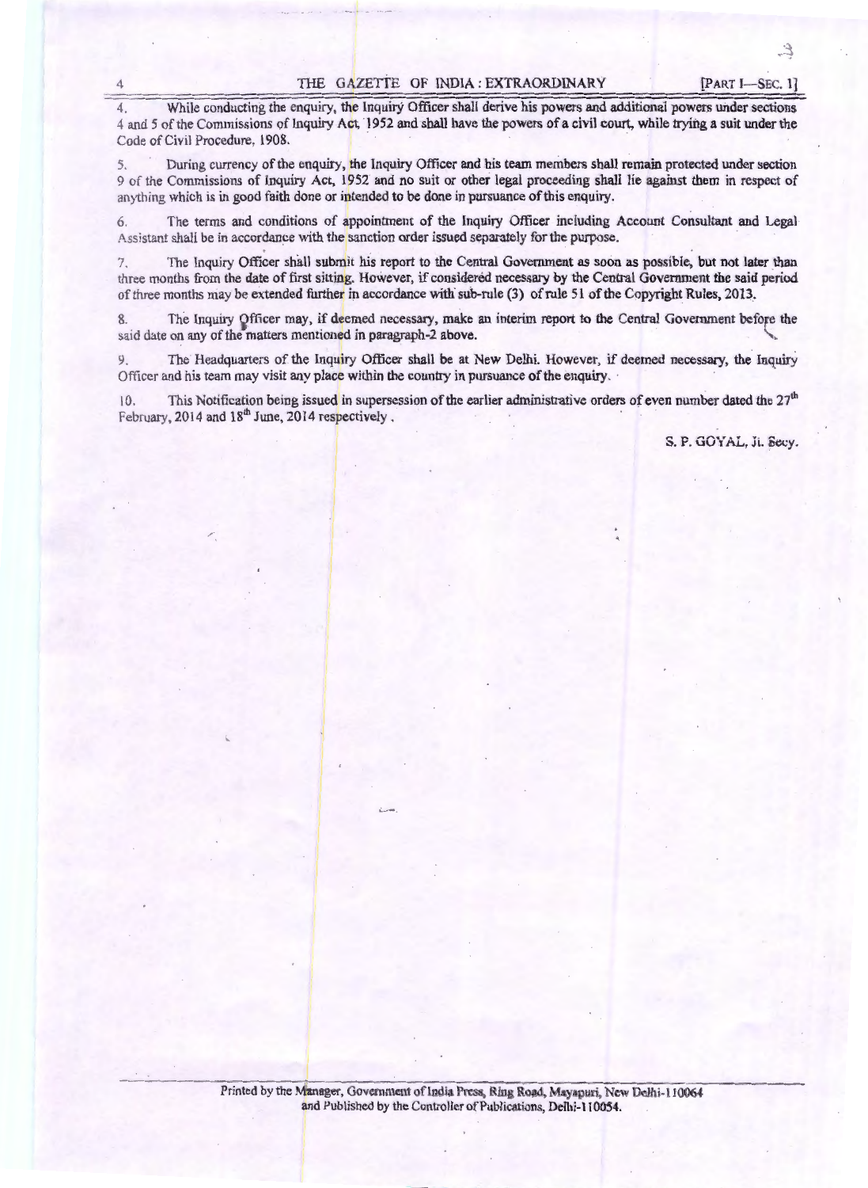4. While conducting the enquiry, the Inquiry Officer shall derive his powers and additional powers under sections 4 and 5 of the Commissions of Inquiry Act, 1952 and shall have the powers of a civil court, while trying a suit under the Code of Civil Procedure, 1908.

5. During currency of the enquiry, the Inquiry Officer and his team members shall remain protected under section 9 of the Commissions of Inquiry Act, 1952 and no suit or other legal proceeding shall lie against them in respect of anything which is in good faith done or intended to be done in pursuance of this enquiry.

6. The terms and conditions of appointment of the Inquiry Officer including Account Consultant and Legal Assistant shall be in accordance with the sanction order issued separately for the purpose.

7. The Inquiry Officer shall submit his report to the Central Government as soon as possible, but not later than three months from the date of first sitting. However, if considered necessary by the Central Government the said period of three months may be extended further in accordance with sub-rule (3) of rule 51 of the Copyright Rules, 2013.

8. The Inquiry Officer may, if deemed necessary, make an interim report to the Central Government before the said date on any of the matters mentioned in paragraph-2 above.

9. The Headquarters of the Inquiry Officer shall be at New Delhi. However, if deemed necessary, the Inquiry Officer and his team may visit any place within the country in pursuance of the enquiry.

10. This Notification being issued in supersession of the earlier administrative orders of even number dated the 27th February, 2014 and 18th June, 2014 respectively.

S. P. GOYAL, Jt. Secy.

Printed by the Manager, Government of India Press, Ring Road, Mayapuri, New Delhi-110064 and Published by the Controller of Publications, Delhi-110054.